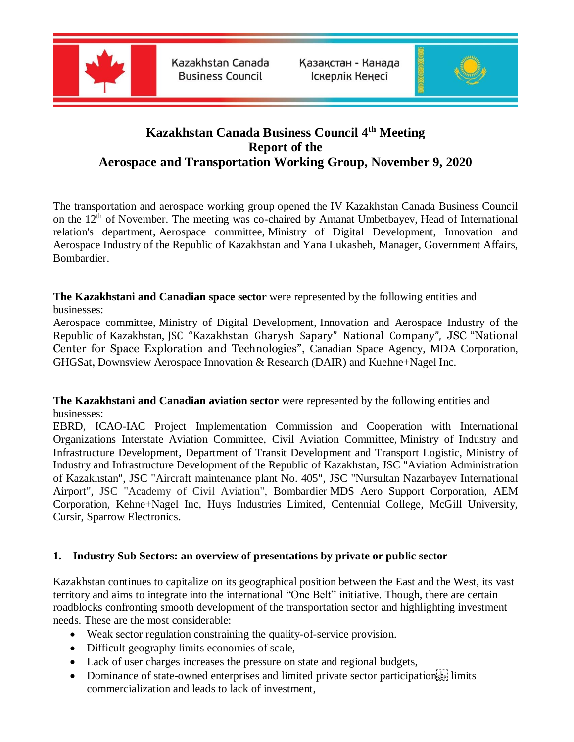Kazakhstan Canada Business Council

Қазақстан - Канада Іскерлік Кеңесі

# Kazakhstan Canada Business Council 4th Meeting Report of the Aerospace and Transportation Working Group, November 9, 2020

The transportation and aerospace working group opened the IV Kazakhstan Canada Business Council on the 12th of November. The meeting was co-chaired by Amanat Umbetbayev, Head of International relation's department, Aerospace committee, Ministry of Digital Development, Innovation and Aerospace Industry of the Republic of Kazakhstan and Yana Lukasheh, Manager, Government Affairs, Bombardier.

**The Kazakhstani and Canadian space sector** were represented by the following entities and businesses:
Aerospace committee, Ministry of Digital Development, Innovation and Aerospace Industry of the Republic of Kazakhstan, JSC "Kazakhstan Gharysh Sapary" National Company", JSC "National Center for Space Exploration and Technologies", Canadian Space Agency, MDA Corporation, GHGSat, Downsview Aerospace Innovation & Research (DAIR) and Kuehne+Nagel Inc.

**The Kazakhstani and Canadian aviation sector** were represented by the following entities and businesses:
EBRD, ICAO-IAC Project Implementation Commission and Cooperation with International Organizations Interstate Aviation Committee, Civil Aviation Committee, Ministry of Industry and Infrastructure Development, Department of Transit Development and Transport Logistic, Ministry of Industry and Infrastructure Development of the Republic of Kazakhstan, JSC "Aviation Administration of Kazakhstan", JSC "Aircraft maintenance plant No. 405", JSC "Nursultan Nazarbayev International Airport", JSC "Academy of Civil Aviation", Bombardier MDS Aero Support Corporation, AEM Corporation, Kehne+Nagel Inc, Huys Industries Limited, Centennial College, McGill University, Cursir, Sparrow Electronics.

## 1. Industry Sub Sectors: an overview of presentations by private or public sector

Kazakhstan continues to capitalize on its geographical position between the East and the West, its vast territory and aims to integrate into the international "One Belt" initiative. Though, there are certain roadblocks confronting smooth development of the transportation sector and highlighting investment needs. These are the most considerable:

- Weak sector regulation constraining the quality-of-service provision.
- Difficult geography limits economies of scale,
- Lack of user charges increases the pressure on state and regional budgets,
- Dominance of state-owned enterprises and limited private sector participation limits commercialization and leads to lack of investment,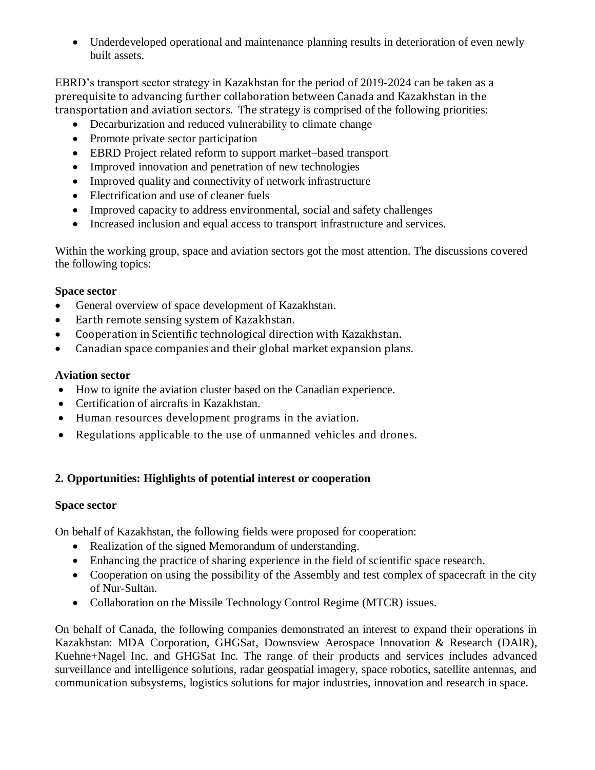- Underdeveloped operational and maintenance planning results in deterioration of even newly built assets.

EBRD's transport sector strategy in Kazakhstan for the period of 2019-2024 can be taken as a prerequisite to advancing further collaboration between Canada and Kazakhstan in the transportation and aviation sectors. The strategy is comprised of the following priorities:

- Decarburization and reduced vulnerability to climate change
- Promote private sector participation
- EBRD Project related reform to support market–based transport
- Improved innovation and penetration of new technologies
- Improved quality and connectivity of network infrastructure
- Electrification and use of cleaner fuels
- Improved capacity to address environmental, social and safety challenges
- Increased inclusion and equal access to transport infrastructure and services.

Within the working group, space and aviation sectors got the most attention. The discussions covered the following topics:

**Space sector**

- General overview of space development of Kazakhstan.
- Earth remote sensing system of Kazakhstan.
- Cooperation in Scientific technological direction with Kazakhstan.
- Canadian space companies and their global market expansion plans.

**Aviation sector**

- How to ignite the aviation cluster based on the Canadian experience.
- Certification of aircrafts in Kazakhstan.
- Human resources development programs in the aviation.
- Regulations applicable to the use of unmanned vehicles and drones.

## 2. Opportunities: Highlights of potential interest or cooperation

**Space sector**

On behalf of Kazakhstan, the following fields were proposed for cooperation:

- Realization of the signed Memorandum of understanding.
- Enhancing the practice of sharing experience in the field of scientific space research.
- Cooperation on using the possibility of the Assembly and test complex of spacecraft in the city of Nur-Sultan.
- Collaboration on the Missile Technology Control Regime (MTCR) issues.

On behalf of Canada, the following companies demonstrated an interest to expand their operations in Kazakhstan: MDA Corporation, GHGSat, Downsview Aerospace Innovation & Research (DAIR), Kuehne+Nagel Inc. and GHGSat Inc. The range of their products and services includes advanced surveillance and intelligence solutions, radar geospatial imagery, space robotics, satellite antennas, and communication subsystems, logistics solutions for major industries, innovation and research in space.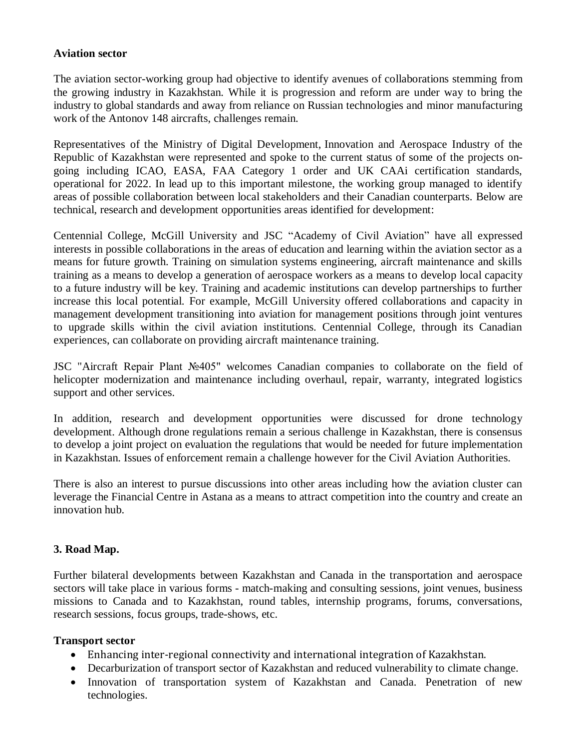**Aviation sector**

The aviation sector-working group had objective to identify avenues of collaborations stemming from the growing industry in Kazakhstan. While it is progression and reform are under way to bring the industry to global standards and away from reliance on Russian technologies and minor manufacturing work of the Antonov 148 aircrafts, challenges remain.

Representatives of the Ministry of Digital Development, Innovation and Aerospace Industry of the Republic of Kazakhstan were represented and spoke to the current status of some of the projects on-going including ICAO, EASA, FAA Category 1 order and UK CAAi certification standards, operational for 2022. In lead up to this important milestone, the working group managed to identify areas of possible collaboration between local stakeholders and their Canadian counterparts. Below are technical, research and development opportunities areas identified for development:

Centennial College, McGill University and JSC "Academy of Civil Aviation" have all expressed interests in possible collaborations in the areas of education and learning within the aviation sector as a means for future growth. Training on simulation systems engineering, aircraft maintenance and skills training as a means to develop a generation of aerospace workers as a means to develop local capacity to a future industry will be key. Training and academic institutions can develop partnerships to further increase this local potential. For example, McGill University offered collaborations and capacity in management development transitioning into aviation for management positions through joint ventures to upgrade skills within the civil aviation institutions. Centennial College, through its Canadian experiences, can collaborate on providing aircraft maintenance training.

JSC "Aircraft Repair Plant №405" welcomes Canadian companies to collaborate on the field of helicopter modernization and maintenance including overhaul, repair, warranty, integrated logistics support and other services.

In addition, research and development opportunities were discussed for drone technology development. Although drone regulations remain a serious challenge in Kazakhstan, there is consensus to develop a joint project on evaluation the regulations that would be needed for future implementation in Kazakhstan. Issues of enforcement remain a challenge however for the Civil Aviation Authorities.

There is also an interest to pursue discussions into other areas including how the aviation cluster can leverage the Financial Centre in Astana as a means to attract competition into the country and create an innovation hub.

## 3. Road Map.

Further bilateral developments between Kazakhstan and Canada in the transportation and aerospace sectors will take place in various forms - match-making and consulting sessions, joint venues, business missions to Canada and to Kazakhstan, round tables, internship programs, forums, conversations, research sessions, focus groups, trade-shows, etc.

**Transport sector**

- Enhancing inter-regional connectivity and international integration of Kazakhstan.
- Decarburization of transport sector of Kazakhstan and reduced vulnerability to climate change.
- Innovation of transportation system of Kazakhstan and Canada. Penetration of new technologies.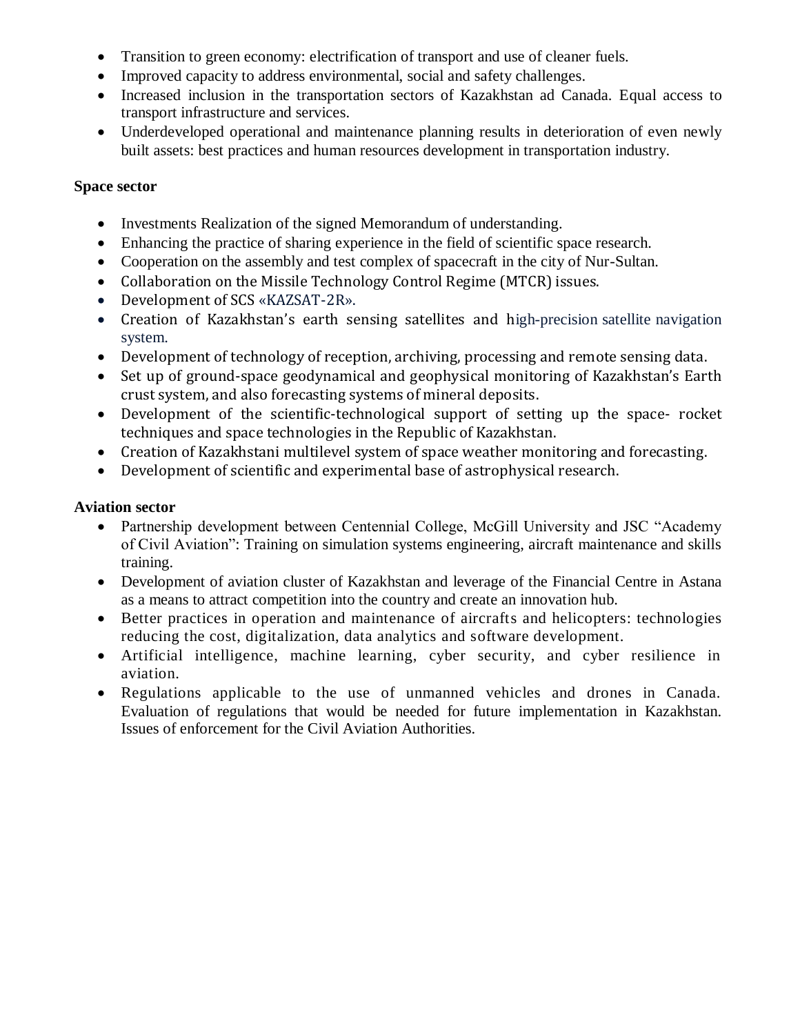- Transition to green economy: electrification of transport and use of cleaner fuels.
- Improved capacity to address environmental, social and safety challenges.
- Increased inclusion in the transportation sectors of Kazakhstan ad Canada. Equal access to transport infrastructure and services.
- Underdeveloped operational and maintenance planning results in deterioration of even newly built assets: best practices and human resources development in transportation industry.

**Space sector**

- Investments Realization of the signed Memorandum of understanding.
- Enhancing the practice of sharing experience in the field of scientific space research.
- Cooperation on the assembly and test complex of spacecraft in the city of Nur-Sultan.
- Collaboration on the Missile Technology Control Regime (MTCR) issues.
- Development of SCS «KAZSAT-2R».
- Creation of Kazakhstan's earth sensing satellites and high-precision satellite navigation system.
- Development of technology of reception, archiving, processing and remote sensing data.
- Set up of ground-space geodynamical and geophysical monitoring of Kazakhstan's Earth crust system, and also forecasting systems of mineral deposits.
- Development of the scientific-technological support of setting up the space- rocket techniques and space technologies in the Republic of Kazakhstan.
- Creation of Kazakhstani multilevel system of space weather monitoring and forecasting.
- Development of scientific and experimental base of astrophysical research.

**Aviation sector**

- Partnership development between Centennial College, McGill University and JSC "Academy of Civil Aviation": Training on simulation systems engineering, aircraft maintenance and skills training.
- Development of aviation cluster of Kazakhstan and leverage of the Financial Centre in Astana as a means to attract competition into the country and create an innovation hub.
- Better practices in operation and maintenance of aircrafts and helicopters: technologies reducing the cost, digitalization, data analytics and software development.
- Artificial intelligence, machine learning, cyber security, and cyber resilience in aviation.
- Regulations applicable to the use of unmanned vehicles and drones in Canada. Evaluation of regulations that would be needed for future implementation in Kazakhstan. Issues of enforcement for the Civil Aviation Authorities.